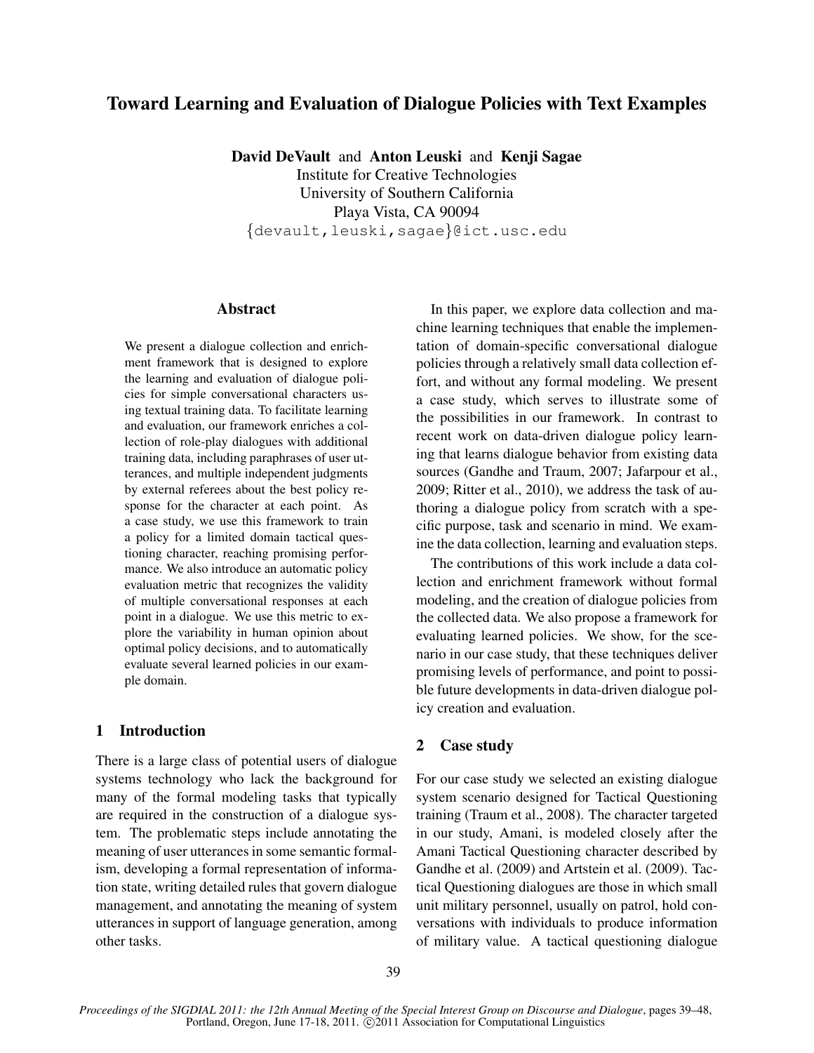# Toward Learning and Evaluation of Dialogue Policies with Text Examples

**David DeVault** and **Anton Leuski** and **Kenji Sagae**
Institute for Creative Technologies
University of Southern California
Playa Vista, CA 90094
{devault,leuski,sagae}@ict.usc.edu

## Abstract

We present a dialogue collection and enrichment framework that is designed to explore the learning and evaluation of dialogue policies for simple conversational characters using textual training data. To facilitate learning and evaluation, our framework enriches a collection of role-play dialogues with additional training data, including paraphrases of user utterances, and multiple independent judgments by external referees about the best policy response for the character at each point. As a case study, we use this framework to train a policy for a limited domain tactical questioning character, reaching promising performance. We also introduce an automatic policy evaluation metric that recognizes the validity of multiple conversational responses at each point in a dialogue. We use this metric to explore the variability in human opinion about optimal policy decisions, and to automatically evaluate several learned policies in our example domain.

## 1 Introduction

There is a large class of potential users of dialogue systems technology who lack the background for many of the formal modeling tasks that typically are required in the construction of a dialogue system. The problematic steps include annotating the meaning of user utterances in some semantic formalism, developing a formal representation of information state, writing detailed rules that govern dialogue management, and annotating the meaning of system utterances in support of language generation, among other tasks.

In this paper, we explore data collection and machine learning techniques that enable the implementation of domain-specific conversational dialogue policies through a relatively small data collection effort, and without any formal modeling. We present a case study, which serves to illustrate some of the possibilities in our framework. In contrast to recent work on data-driven dialogue policy learning that learns dialogue behavior from existing data sources (Gandhe and Traum, 2007; Jafarpour et al., 2009; Ritter et al., 2010), we address the task of authoring a dialogue policy from scratch with a specific purpose, task and scenario in mind. We examine the data collection, learning and evaluation steps.

The contributions of this work include a data collection and enrichment framework without formal modeling, and the creation of dialogue policies from the collected data. We also propose a framework for evaluating learned policies. We show, for the scenario in our case study, that these techniques deliver promising levels of performance, and point to possible future developments in data-driven dialogue policy creation and evaluation.

## 2 Case study

For our case study we selected an existing dialogue system scenario designed for Tactical Questioning training (Traum et al., 2008). The character targeted in our study, Amani, is modeled closely after the Amani Tactical Questioning character described by Gandhe et al. (2009) and Artstein et al. (2009). Tactical Questioning dialogues are those in which small unit military personnel, usually on patrol, hold conversations with individuals to produce information of military value. A tactical questioning dialogue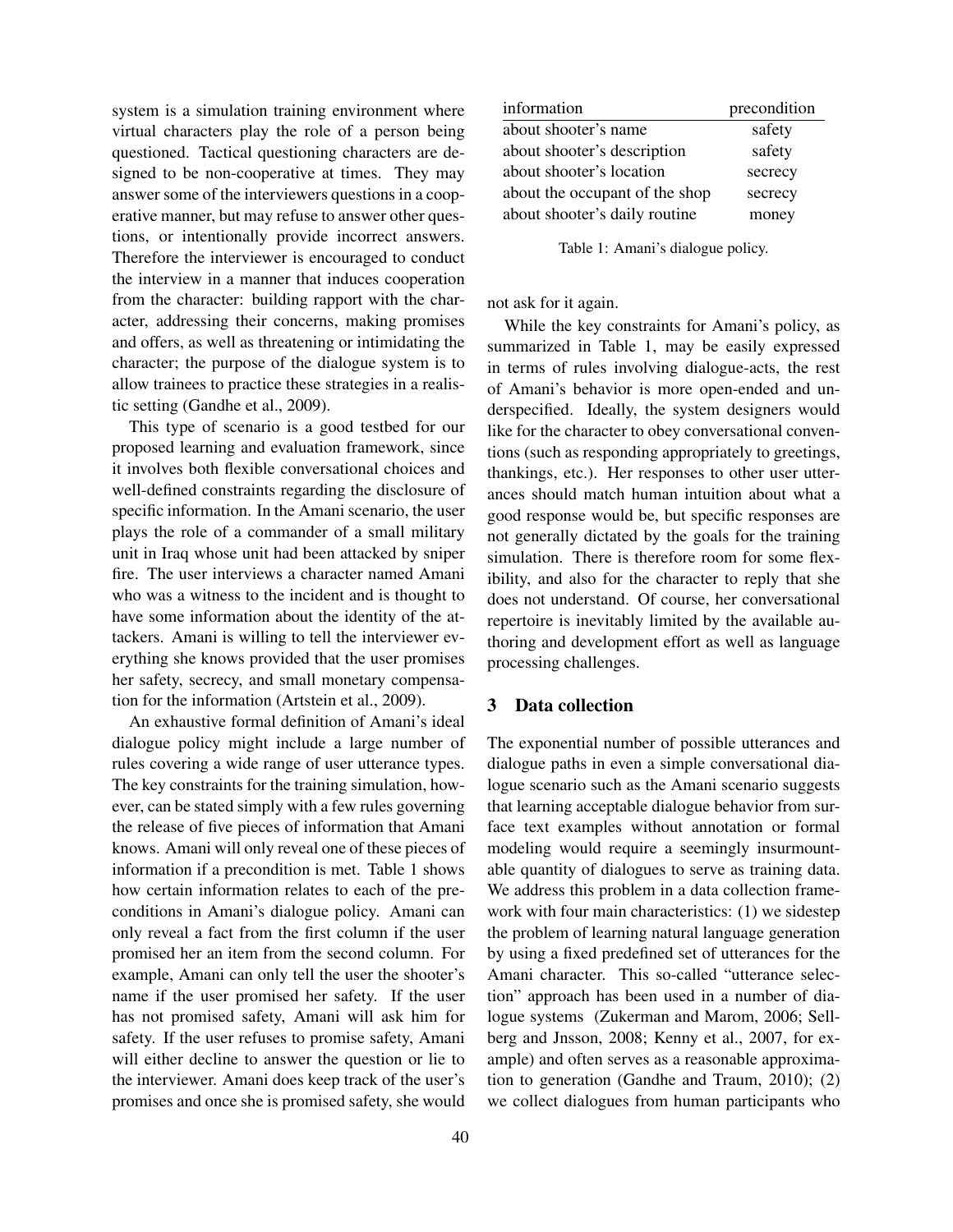system is a simulation training environment where virtual characters play the role of a person being questioned. Tactical questioning characters are designed to be non-cooperative at times. They may answer some of the interviewers questions in a cooperative manner, but may refuse to answer other questions, or intentionally provide incorrect answers. Therefore the interviewer is encouraged to conduct the interview in a manner that induces cooperation from the character: building rapport with the character, addressing their concerns, making promises and offers, as well as threatening or intimidating the character; the purpose of the dialogue system is to allow trainees to practice these strategies in a realistic setting (Gandhe et al., 2009).

This type of scenario is a good testbed for our proposed learning and evaluation framework, since it involves both flexible conversational choices and well-defined constraints regarding the disclosure of specific information. In the Amani scenario, the user plays the role of a commander of a small military unit in Iraq whose unit had been attacked by sniper fire. The user interviews a character named Amani who was a witness to the incident and is thought to have some information about the identity of the attackers. Amani is willing to tell the interviewer everything she knows provided that the user promises her safety, secrecy, and small monetary compensation for the information (Artstein et al., 2009).

An exhaustive formal definition of Amani's ideal dialogue policy might include a large number of rules covering a wide range of user utterance types. The key constraints for the training simulation, however, can be stated simply with a few rules governing the release of five pieces of information that Amani knows. Amani will only reveal one of these pieces of information if a precondition is met. Table 1 shows how certain information relates to each of the preconditions in Amani's dialogue policy. Amani can only reveal a fact from the first column if the user promised her an item from the second column. For example, Amani can only tell the user the shooter's name if the user promised her her safety. If the user has not promised safety, Amani will ask him for safety. If the user refuses to promise safety, Amani will either decline to answer the question or lie to the interviewer. Amani does keep track of the user's promises and once she is promised safety, she would not ask for it again.

| information | precondition |
|---|---|
| about shooter's name | safety |
| about shooter's description | safety |
| about shooter's location | secrecy |
| about the occupant of the shop | secrecy |
| about shooter's daily routine | money |

Table 1: Amani's dialogue policy.

While the key constraints for Amani's policy, as summarized in Table 1, may be easily expressed in terms of rules involving dialogue-acts, the rest of Amani's behavior is more open-ended and underspecified. Ideally, the system designers would like for the character to obey conversational conventions (such as responding appropriately to greetings, thankings, etc.). Her responses to other user utterances should match human intuition about what a good response would be, but specific responses are not generally dictated by the goals for the training simulation. There is therefore room for some flexibility, and also for the character to reply that she does not understand. Of course, her conversational repertoire is inevitably limited by the available authoring and development effort as well as language processing challenges.

## 3 Data collection

The exponential number of possible utterances and dialogue paths in even a simple conversational dialogue scenario such as the Amani scenario suggests that learning acceptable dialogue behavior from surface text examples without annotation or formal modeling would require a seemingly insurmountable quantity of dialogues to serve as training data. We address this problem in a data collection framework with four main characteristics: (1) we sidestep the problem of learning natural language generation by using a fixed predefined set of utterances for the Amani character. This so-called "utterance selection" approach has been used in a number of dialogue systems (Zukerman and Marom, 2006; Sellberg and Jnsson, 2008; Kenny et al., 2007, for example) and often serves as a reasonable approximation to generation (Gandhe and Traum, 2010); (2) we collect dialogues from human participants who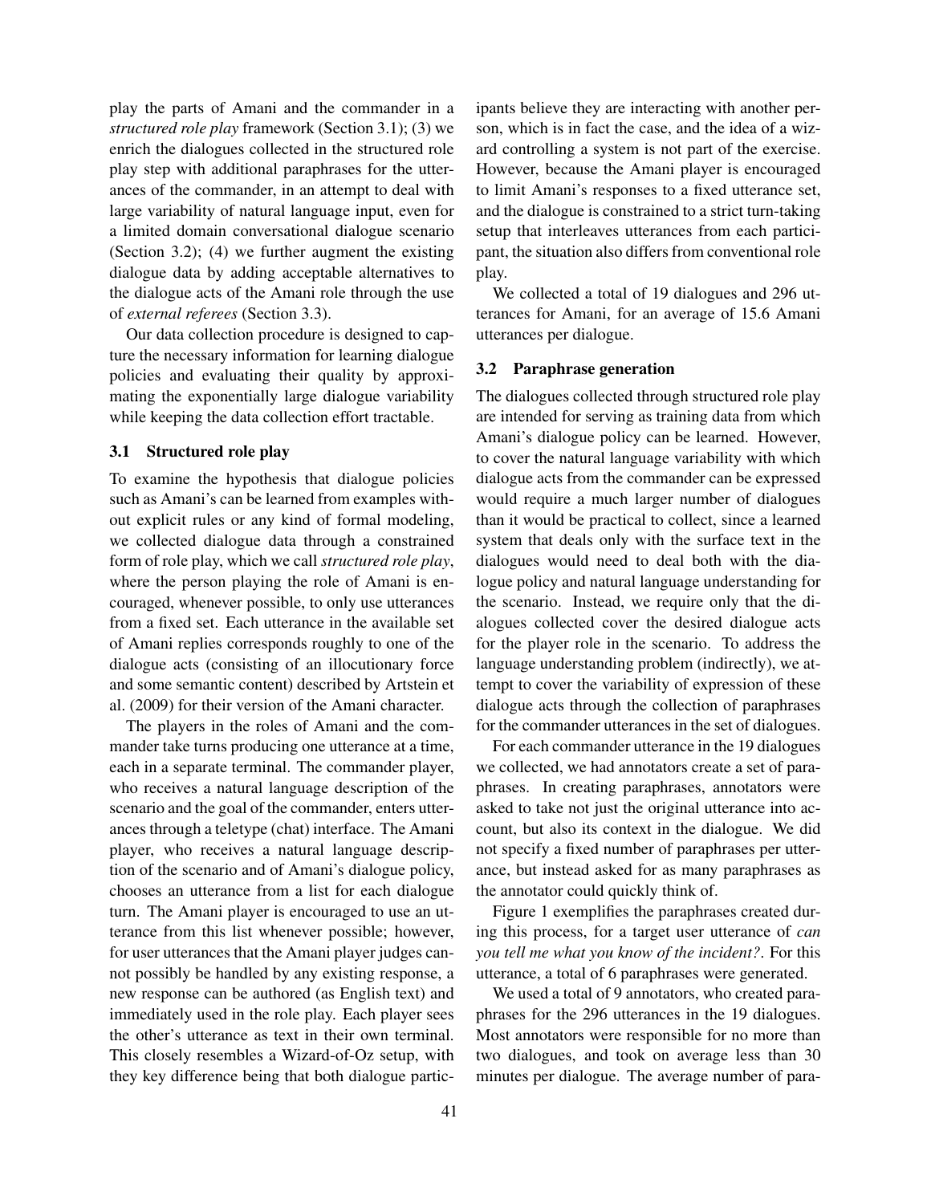play the parts of Amani and the commander in a *structured role play* framework (Section 3.1); (3) we enrich the dialogues collected in the structured role play step with additional paraphrases for the utterances of the commander, in an attempt to deal with large variability of natural language input, even for a limited domain conversational dialogue scenario (Section 3.2); (4) we further augment the existing dialogue data by adding acceptable alternatives to the dialogue acts of the Amani role through the use of *external referees* (Section 3.3).

Our data collection procedure is designed to capture the necessary information for learning dialogue policies and evaluating their quality by approximating the exponentially large dialogue variability while keeping the data collection effort tractable.

### 3.1 Structured role play

To examine the hypothesis that dialogue policies such as Amani's can be learned from examples without explicit rules or any kind of formal modeling, we collected dialogue data through a constrained form of role play, which we call *structured role play*, where the person playing the role of Amani is encouraged, whenever possible, to only use utterances from a fixed set. Each utterance in the available set of Amani replies corresponds roughly to one of the dialogue acts (consisting of an illocutionary force and some semantic content) described by Artstein et al. (2009) for their version of the Amani character.

The players in the roles of Amani and the commander take turns producing one utterance at a time, each in a separate terminal. The commander player, who receives a natural language description of the scenario and the goal of the commander, enters utterances through a teletype (chat) interface. The Amani player, who receives a natural language description of the scenario and of Amani's dialogue policy, chooses an utterance from a list for each dialogue turn. The Amani player is encouraged to use an utterance from this list whenever possible; however, for user utterances that the Amani player judges cannot possibly be handled by any existing response, a new response can be authored (as English text) and immediately used in the role play. Each player sees the other's utterance as text in their own terminal. This closely resembles a Wizard-of-Oz setup, with they key difference being that both dialogue participants believe they are interacting with another person, which is in fact the case, and the idea of a wizard controlling a system is not part of the exercise. However, because the Amani player is encouraged to limit Amani's responses to a fixed utterance set, and the dialogue is constrained to a strict turn-taking setup that interleaves utterances from each participant, the situation also differs from conventional role play.

We collected a total of 19 dialogues and 296 utterances for Amani, for an average of 15.6 Amani utterances per dialogue.

### 3.2 Paraphrase generation

The dialogues collected through structured role play are intended for serving as training data from which Amani's dialogue policy can be learned. However, to cover the natural language variability with which dialogue acts from the commander can be expressed would require a much larger number of dialogues than it would be practical to collect, since a learned system that deals only with the surface text in the dialogues would need to deal both with the dialogue policy and natural language understanding for the scenario. Instead, we require only that the dialogues collected cover the desired dialogue acts for the player role in the scenario. To address the language understanding problem (indirectly), we attempt to cover the variability of expression of these dialogue acts through the collection of paraphrases for the commander utterances in the set of dialogues.

For each commander utterance in the 19 dialogues we collected, we had annotators create a set of paraphrases. In creating paraphrases, annotators were asked to take not just the original utterance into account, but also its context in the dialogue. We did not specify a fixed number of paraphrases per utterance, but instead asked for as many paraphrases as the annotator could quickly think of.

Figure 1 exemplifies the paraphrases created during this process, for a target user utterance of *can you tell me what you know of the incident?*. For this utterance, a total of 6 paraphrases were generated.

We used a total of 9 annotators, who created paraphrases for the 296 utterances in the 19 dialogues. Most annotators were responsible for no more than two dialogues, and took on average less than 30 minutes per dialogue. The average number of para-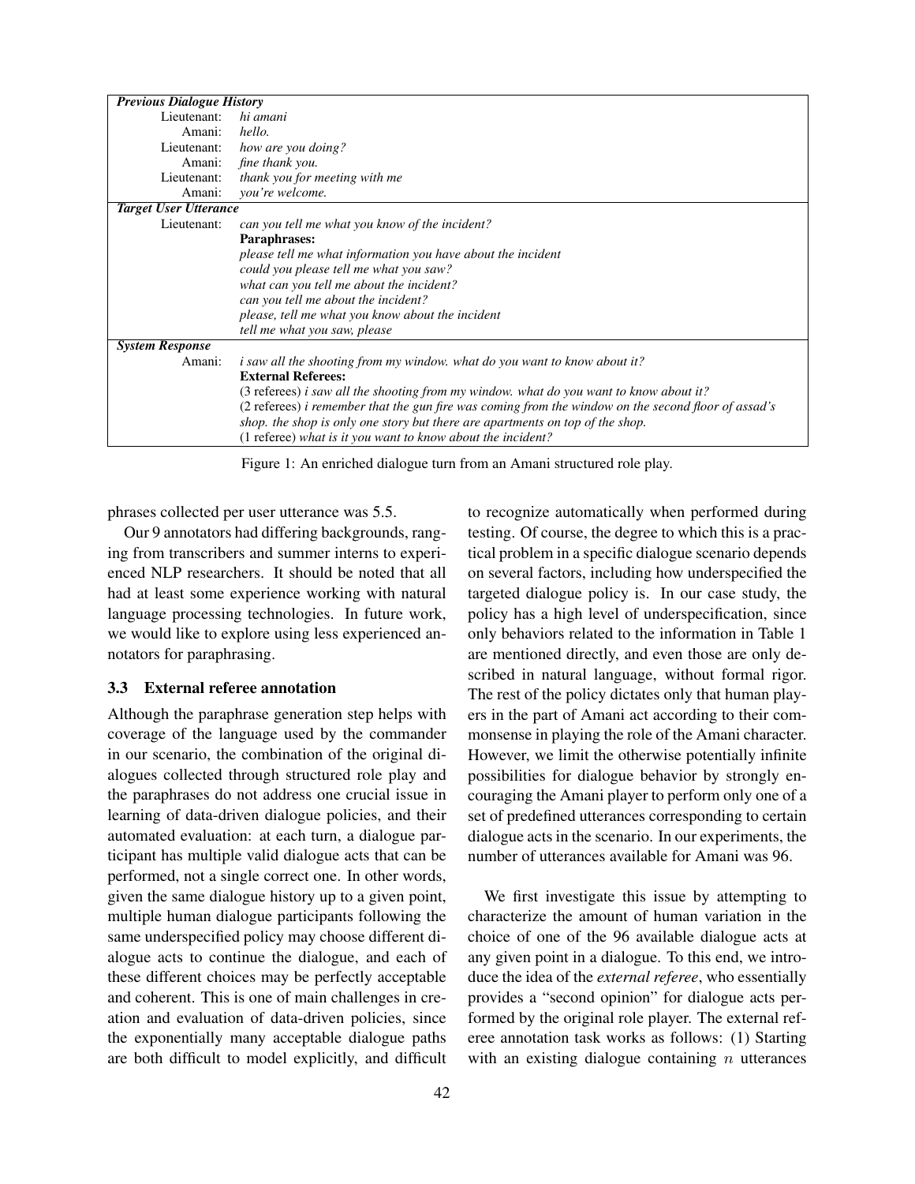| *Previous Dialogue History* | |
|---|---|
| Lieutenant: | *hi amani* |
| Amani: | *hello.* |
| Lieutenant: | *how are you doing?* |
| Amani: | *fine thank you.* |
| Lieutenant: | *thank you for meeting with me* |
| Amani: | *you're welcome.* |
| ***Target User Utterance*** | |
| Lieutenant: | *can you tell me what you know of the incident?* |
| | **Paraphrases:** |
| | *please tell me what information you have about the incident* |
| | *could you please tell me what you saw?* |
| | *what can you tell me about the incident?* |
| | *can you tell me about the incident?* |
| | *please, tell me what you know about the incident* |
| | *tell me what you saw, please* |
| ***System Response*** | |
| Amani: | *i saw all the shooting from my window. what do you want to know about it?* |
| | **External Referees:** |
| | (3 referees) *i saw all the shooting from my window. what do you want to know about it?* |
| | (2 referees) *i remember that the gun fire was coming from the window on the second floor of assad's shop. the shop is only one story but there are apartments on top of the shop.* |
| | (1 referee) *what is it you want to know about the incident?* |

Figure 1: An enriched dialogue turn from an Amani structured role play.

phrases collected per user utterance was 5.5.

Our 9 annotators had differing backgrounds, ranging from transcribers and summer interns to experienced NLP researchers. It should be noted that all had at least some experience working with natural language processing technologies. In future work, we would like to explore using less experienced annotators for paraphrasing.

### 3.3 External referee annotation

Although the paraphrase generation step helps with coverage of the language used by the commander in our scenario, the combination of the original dialogues collected through structured role play and the paraphrases do not address one crucial issue in learning of data-driven dialogue policies, and their automated evaluation: at each turn, a dialogue participant has multiple valid dialogue acts that can be performed, not a single correct one. In other words, given the same dialogue history up to a given point, multiple human dialogue participants following the same underspecified policy may choose different dialogue acts to continue the dialogue, and each of these different choices may be perfectly acceptable and coherent. This is one of main challenges in creation and evaluation of data-driven policies, since the exponentially many acceptable dialogue paths are both difficult to model explicitly, and difficult to recognize automatically when performed during testing. Of course, the degree to which this is a practical problem in a specific dialogue scenario depends on several factors, including how underspecified the targeted dialogue policy is. In our case study, the policy has a high level of underspecification, since only behaviors related to the information in Table 1 are mentioned directly, and even those are only described in natural language, without formal rigor. The rest of the policy dictates only that human players in the part of Amani act according to their commonsense in playing the role of the Amani character. However, we limit the otherwise potentially infinite possibilities for dialogue behavior by strongly encouraging the Amani player to perform only one of a set of predefined utterances corresponding to certain dialogue acts in the scenario. In our experiments, the number of utterances available for Amani was 96.

We first investigate this issue by attempting to characterize the amount of human variation in the choice of one of the 96 available dialogue acts at any given point in a dialogue. To this end, we introduce the idea of the *external referee*, who essentially provides a "second opinion" for dialogue acts performed by the original role player. The external referee annotation task works as follows: (1) Starting with an existing dialogue containing $n$ utterances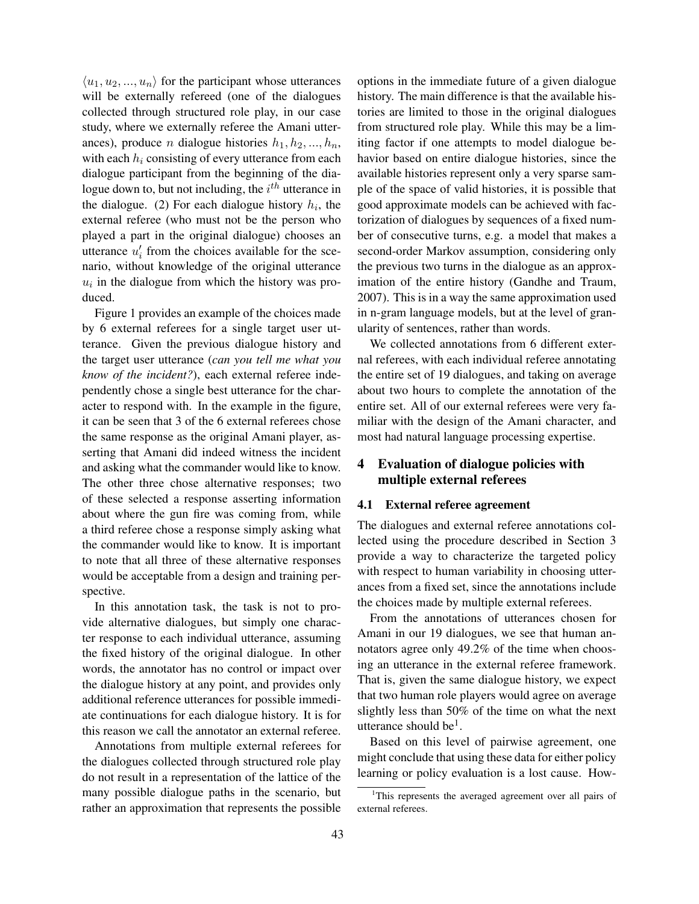$\langle u_1, u_2, ..., u_n \rangle$ for the participant whose utterances will be externally refereed (one of the dialogues collected through structured role play, in our case study, where we externally referee the Amani utterances), produce $n$ dialogue histories $h_1, h_2, ..., h_n$, with each $h_i$ consisting of every utterance from each dialogue participant from the beginning of the dialogue down to, but not including, the $i^{th}$ utterance in the dialogue. (2) For each dialogue history $h_i$, the external referee (who must not be the person who played a part in the original dialogue) chooses an utterance $u'_i$ from the choices available for the scenario, without knowledge of the original utterance $u_i$ in the dialogue from which the history was produced.

Figure 1 provides an example of the choices made by 6 external referees for a single target user utterance. Given the previous dialogue history and the target user utterance (*can you tell me what you know of the incident?*), each external referee independently chose a single best utterance for the character to respond with. In the example in the figure, it can be seen that 3 of the 6 external referees chose the same response as the original Amani player, asserting that Amani did indeed witness the incident and asking what the commander would like to know. The other three chose alternative responses; two of these selected a response asserting information about where the gun fire was coming from, while a third referee chose a response simply asking what the commander would like to know. It is important to note that all three of these alternative responses would be acceptable from a design and training perspective.

In this annotation task, the task is not to provide alternative dialogues, but simply one character response to each individual utterance, assuming the fixed history of the original dialogue. In other words, the annotator has no control or impact over the dialogue history at any point, and provides only additional reference utterances for possible immediate continuations for each dialogue history. It is for this reason we call the annotator an external referee.

Annotations from multiple external referees for the dialogues collected through structured role play do not result in a representation of the lattice of the many possible dialogue paths in the scenario, but rather an approximation that represents the possible options in the immediate future of a given dialogue history. The main difference is that the available histories are limited to those in the original dialogues from structured role play. While this may be a limiting factor if one attempts to model dialogue behavior based on entire dialogue histories, since the available histories represent only a very sparse sample of the space of valid histories, it is possible that good approximate models can be achieved with factorization of dialogues by sequences of a fixed number of consecutive turns, e.g. a model that makes a second-order Markov assumption, considering only the previous two turns in the dialogue as an approximation of the entire history (Gandhe and Traum, 2007). This is in a way the same approximation used in n-gram language models, but at the level of granularity of sentences, rather than words.

We collected annotations from 6 different external referees, with each individual referee annotating the entire set of 19 dialogues, and taking on average about two hours to complete the annotation of the entire set. All of our external referees were very familiar with the design of the Amani character, and most had natural language processing expertise.

## 4 Evaluation of dialogue policies with multiple external referees

### 4.1 External referee agreement

The dialogues and external referee annotations collected using the procedure described in Section 3 provide a way to characterize the targeted policy with respect to human variability in choosing utterances from a fixed set, since the annotations include the choices made by multiple external referees.

From the annotations of utterances chosen for Amani in our 19 dialogues, we see that human annotators agree only 49.2% of the time when choosing an utterance in the external referee framework. That is, given the same dialogue history, we expect that two human role players would agree on average slightly less than 50% of the time on what the next utterance should be[1].

Based on this level of pairwise agreement, one might conclude that using these data for either policy learning or policy evaluation is a lost cause. How-

[1] This represents the averaged agreement over all pairs of external referees.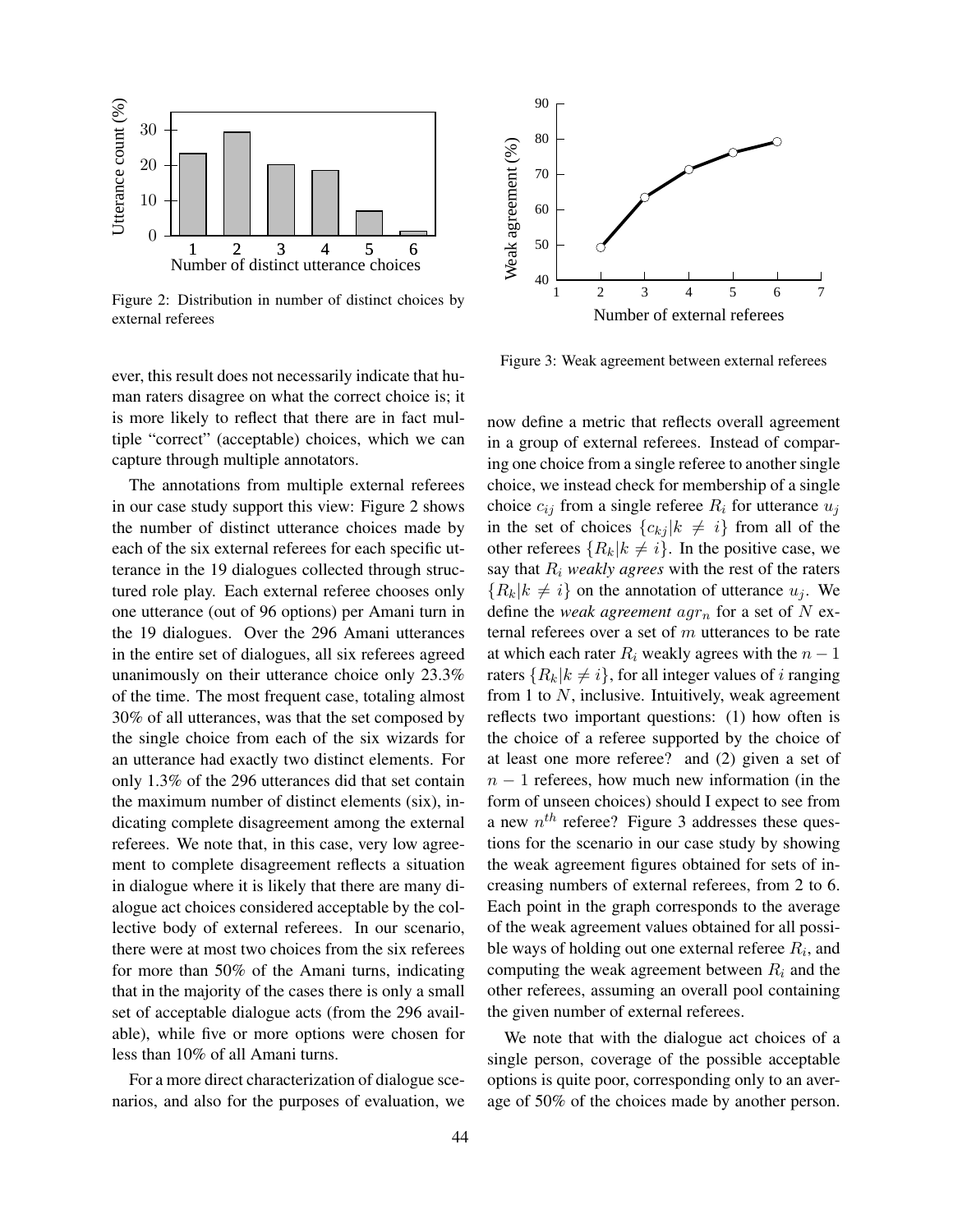Figure 2: Distribution in number of distinct choices by external referees

ever, this result does not necessarily indicate that human raters disagree on what the correct choice is; it is more likely to reflect that there are in fact multiple "correct" (acceptable) choices, which we can capture through multiple annotators.

The annotations from multiple external referees in our case study support this view: Figure 2 shows the number of distinct utterance choices made by each of the six external referees for each specific utterance in the 19 dialogues collected through structured role play. Each external referee chooses only one utterance (out of 96 options) per Amani turn in the 19 dialogues. Over the 296 Amani utterances in the entire set of dialogues, all six referees agreed unanimously on their utterance choice only 23.3% of the time. The most frequent case, totaling almost 30% of all utterances, was that the set composed by the single choice from each of the six wizards for an utterance had exactly two distinct elements. For only 1.3% of the 296 utterances did that set contain the maximum number of distinct elements (six), indicating complete disagreement among the external referees. We note that, in this case, very low agreement to complete disagreement reflects a situation in dialogue where it is likely that there are many dialogue act choices considered acceptable by the collective body of external referees. In our scenario, there were at most two choices from the six referees for more than 50% of the Amani turns, indicating that in the majority of the cases there is only a small set of acceptable dialogue acts (from the 296 available), while five or more options were chosen for less than 10% of all Amani turns.

For a more direct characterization of dialogue scenarios, and also for the purposes of evaluation, we now define a metric that reflects overall agreement in a group of external referees. Instead of comparing one choice from a single referee to another single choice, we instead check for membership of a single choice $c_{ij}$ from a single referee $R_i$ for utterance $u_j$ in the set of choices $\{c_{kj}|k \neq i\}$ from all of the other referees $\{R_k|k \neq i\}$. In the positive case, we say that $R_i$ *weakly agrees* with the rest of the raters $\{R_k|k \neq i\}$ on the annotation of utterance $u_j$. We define the *weak agreement* $agr_n$ for a set of $N$ external referees over a set of $m$ utterances to be rate at which each rater $R_i$ weakly agrees with the $n-1$ raters $\{R_k|k \neq i\}$, for all integer values of $i$ ranging from 1 to $N$, inclusive. Intuitively, weak agreement reflects two important questions: (1) how often is the choice of a referee supported by the choice of at least one more referee? and (2) given a set of $n-1$ referees, how much new information (in the form of unseen choices) should I expect to see from a new $n^{th}$ referee? Figure 3 addresses these questions for the scenario in our case study by showing the weak agreement figures obtained for sets of increasing numbers of external referees, from 2 to 6. Each point in the graph corresponds to the average of the weak agreement values obtained for all possible ways of holding out one external referee $R_i$, and computing the weak agreement between $R_i$ and the other referees, assuming an overall pool containing the given number of external referees.

Figure 3: Weak agreement between external referees

We note that with the dialogue act choices of a single person, coverage of the possible acceptable options is quite poor, corresponding only to an average of 50% of the choices made by another person.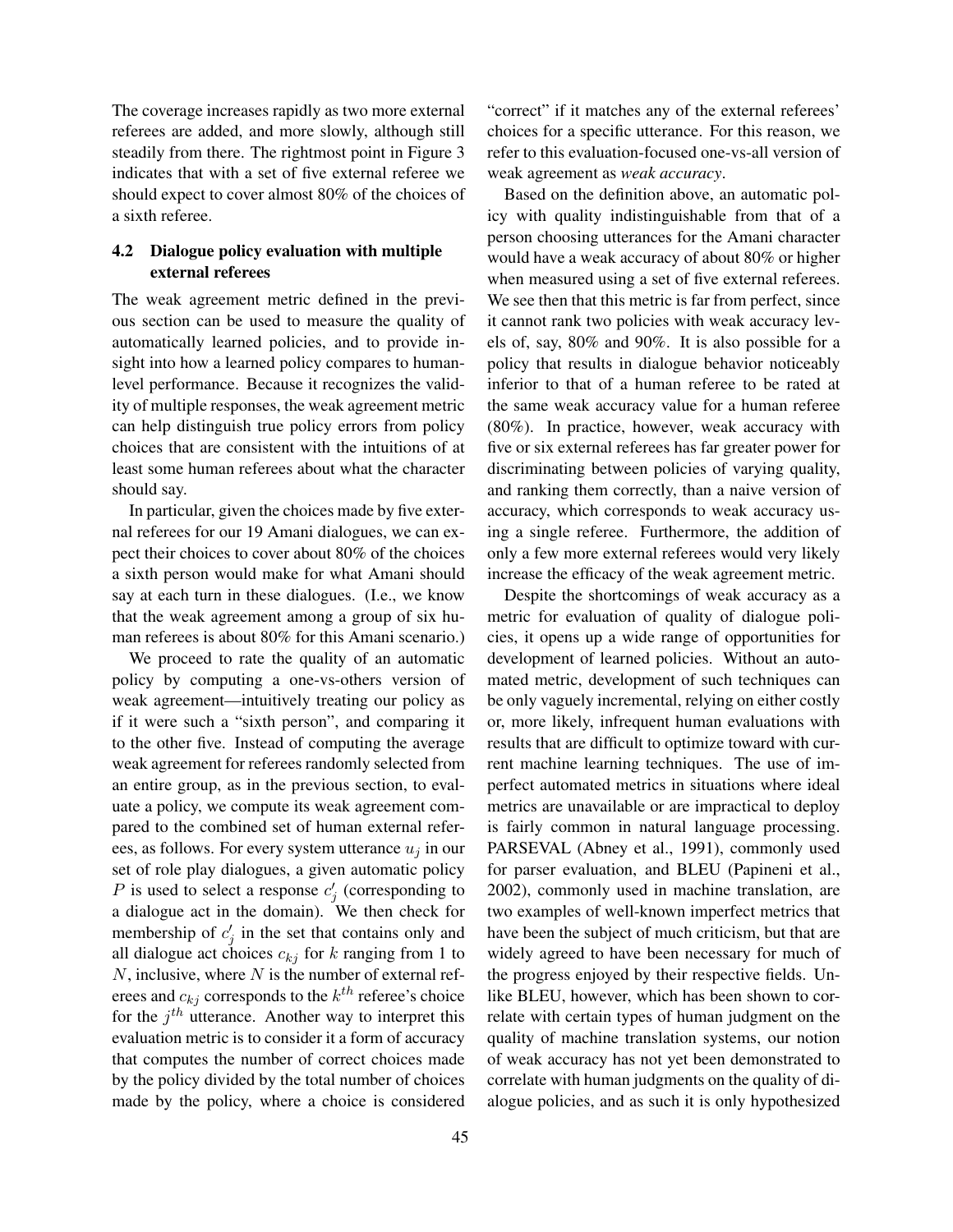The coverage increases rapidly as two more external referees are added, and more slowly, although still steadily from there. The rightmost point in Figure 3 indicates that with a set of five external referee we should expect to cover almost 80% of the choices of a sixth referee.

### 4.2 Dialogue policy evaluation with multiple external referees

The weak agreement metric defined in the previous section can be used to measure the quality of automatically learned policies, and to provide insight into how a learned policy compares to human-level performance. Because it recognizes the validity of multiple responses, the weak agreement metric can help distinguish true policy errors from policy choices that are consistent with the intuitions of at least some human referees about what the character should say.

In particular, given the choices made by five external referees for our 19 Amani dialogues, we can expect their choices to cover about 80% of the choices a sixth person would make for what Amani should say at each turn in these dialogues. (I.e., we know that the weak agreement among a group of six human referees is about 80% for this Amani scenario.)

We proceed to rate the quality of an automatic policy by computing a one-vs-others version of weak agreement—intuitively treating our policy as if it were such a "sixth person", and comparing it to the other five. Instead of computing the average weak agreement for referees randomly selected from an entire group, as in the previous section, to evaluate a policy, we compute its weak agreement compared to the combined set of human external referees, as follows. For every system utterance $u_j$ in our set of role play dialogues, a given automatic policy $P$ is used to select a response $c'_j$ (corresponding to a dialogue act in the domain). We then check for membership of $c'_j$ in the set that contains only and all dialogue act choices $c_{kj}$ for $k$ ranging from 1 to $N$, inclusive, where $N$ is the number of external referees and $c_{kj}$ corresponds to the $k^{th}$ referee's choice for the $j^{th}$ utterance. Another way to interpret this evaluation metric is to consider it a form of accuracy that computes the number of correct choices made by the policy divided by the total number of choices made by the policy, where a choice is considered "correct" if it matches any of the external referees' choices for a specific utterance. For this reason, we refer to this evaluation-focused one-vs-all version of weak agreement as *weak accuracy*.

Based on the definition above, an automatic policy with quality indistinguishable from that of a person choosing utterances for the Amani character would have a weak accuracy of about 80% or higher when measured using a set of five external referees. We see then that this metric is far from perfect, since it cannot rank two policies with weak accuracy levels of, say, 80% and 90%. It is also possible for a policy that results in dialogue behavior noticeably inferior to that of a human referee to be rated at the same weak accuracy value for a human referee (80%). In practice, however, weak accuracy with five or six external referees has far greater power for discriminating between policies of varying quality, and ranking them correctly, than a naive version of accuracy, which corresponds to weak accuracy using a single referee. Furthermore, the addition of only a few more external referees would very likely increase the efficacy of the weak agreement metric.

Despite the shortcomings of weak accuracy as a metric for evaluation of quality of dialogue policies, it opens up a wide range of opportunities for development of learned policies. Without an automated metric, development of such techniques can be only vaguely incremental, relying on either costly or, more likely, infrequent human evaluations with results that are difficult to optimize toward with current machine learning techniques. The use of imperfect automated metrics in situations where ideal metrics are unavailable or are impractical to deploy is fairly common in natural language processing. PARSEVAL (Abney et al., 1991), commonly used for parser evaluation, and BLEU (Papineni et al., 2002), commonly used in machine translation, are two examples of well-known imperfect metrics that have been the subject of much criticism, but that are widely agreed to have been necessary for much of the progress enjoyed by their respective fields. Unlike BLEU, however, which has been shown to correlate with certain types of human judgment on the quality of machine translation systems, our notion of weak accuracy has not yet been demonstrated to correlate with human judgments on the quality of dialogue policies, and as such it is only hypothesized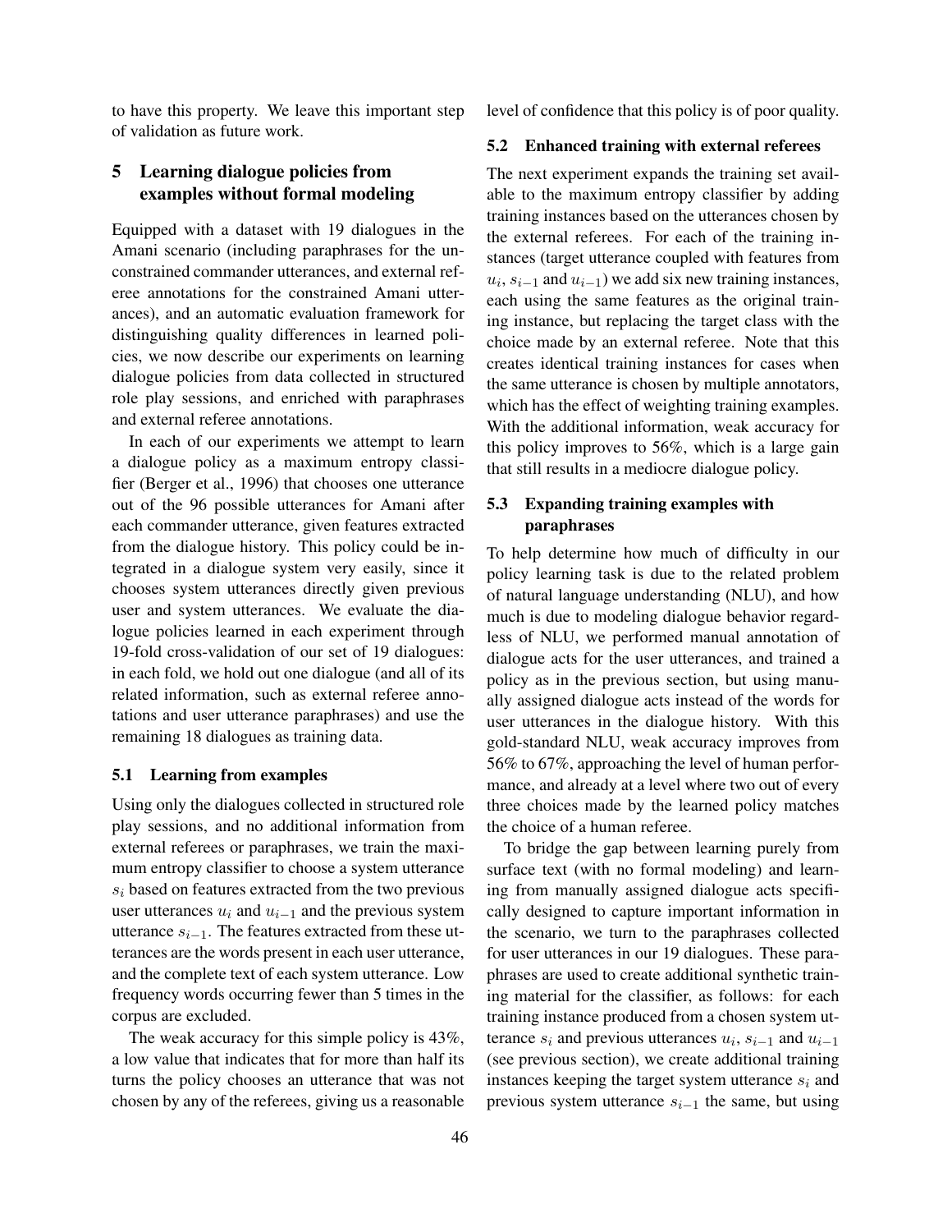to have this property. We leave this important step of validation as future work.

## 5 Learning dialogue policies from examples without formal modeling

Equipped with a dataset with 19 dialogues in the Amani scenario (including paraphrases for the unconstrained commander utterances, and external referee annotations for the constrained Amani utterances), and an automatic evaluation framework for distinguishing quality differences in learned policies, we now describe our experiments on learning dialogue policies from data collected in structured role play sessions, and enriched with paraphrases and external referee annotations.

In each of our experiments we attempt to learn a dialogue policy as a maximum entropy classifier (Berger et al., 1996) that chooses one utterance out of the 96 possible utterances for Amani after each commander utterance, given features extracted from the dialogue history. This policy could be integrated in a dialogue system very easily, since it chooses system utterances directly given previous user and system utterances. We evaluate the dialogue policies learned in each experiment through 19-fold cross-validation of our set of 19 dialogues: in each fold, we hold out one dialogue (and all of its related information, such as external referee annotations and user utterance paraphrases) and use the remaining 18 dialogues as training data.

### 5.1 Learning from examples

Using only the dialogues collected in structured role play sessions, and no additional information from external referees or paraphrases, we train the maximum entropy classifier to choose a system utterance $s_i$ based on features extracted from the two previous user utterances $u_i$ and $u_{i-1}$ and the previous system utterance $s_{i-1}$. The features extracted from these utterances are the words present in each user utterance, and the complete text of each system utterance. Low frequency words occurring fewer than 5 times in the corpus are excluded.

The weak accuracy for this simple policy is 43%, a low value that indicates that for more than half its turns the policy chooses an utterance that was not chosen by any of the referees, giving us a reasonable level of confidence that this policy is of poor quality.

### 5.2 Enhanced training with external referees

The next experiment expands the training set available to the maximum entropy classifier by adding training instances based on the utterances chosen by the external referees. For each of the training instances (target utterance coupled with features from $u_i$, $s_{i-1}$ and $u_{i-1}$) we add six new training instances, each using the same features as the original training instance, but replacing the target class with the choice made by an external referee. Note that this creates identical training instances for cases when the same utterance is chosen by multiple annotators, which has the effect of weighting training examples. With the additional information, weak accuracy for this policy improves to 56%, which is a large gain that still results in a mediocre dialogue policy.

### 5.3 Expanding training examples with paraphrases

To help determine how much of difficulty in our policy learning task is due to the related problem of natural language understanding (NLU), and how much is due to modeling dialogue behavior regardless of NLU, we performed manual annotation of dialogue acts for the user utterances, and trained a policy as in the previous section, but using manually assigned dialogue acts instead of the words for user utterances in the dialogue history. With this gold-standard NLU, weak accuracy improves from 56% to 67%, approaching the level of human performance, and already at a level where two out of every three choices made by the learned policy matches the choice of a human referee.

To bridge the gap between learning purely from surface text (with no formal modeling) and learning from manually assigned dialogue acts specifically designed to capture important information in the scenario, we turn to the paraphrases collected for user utterances in our 19 dialogues. These paraphrases are used to create additional synthetic training material for the classifier, as follows: for each training instance produced from a chosen system utterance $s_i$ and previous utterances $u_i$, $s_{i-1}$ and $u_{i-1}$ (see previous section), we create additional training instances keeping the target system utterance $s_i$ and previous system utterance $s_{i-1}$ the same, but using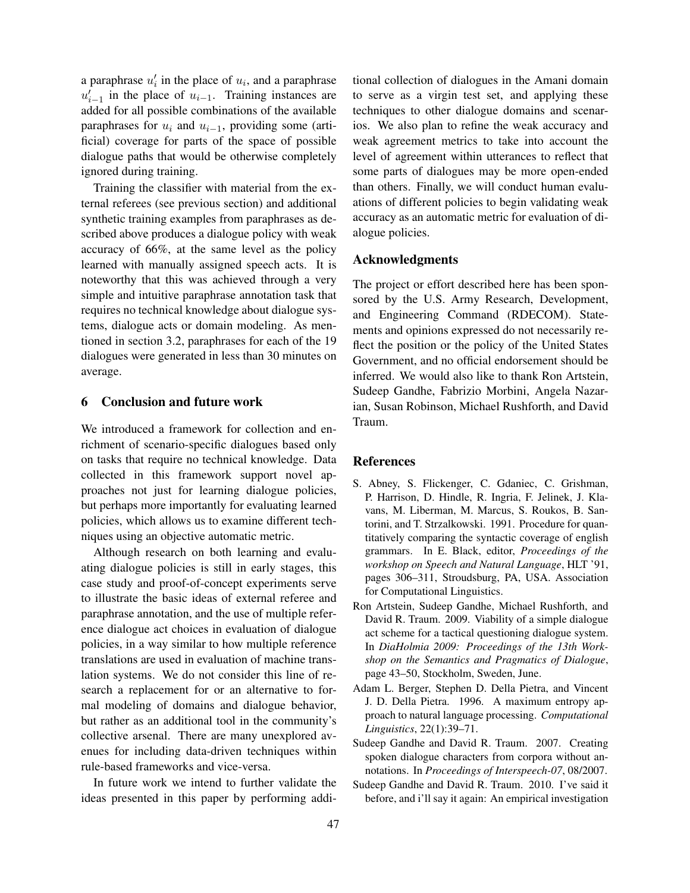a paraphrase $u'_i$ in the place of $u_i$, and a paraphrase $u'_{i-1}$ in the place of $u_{i-1}$. Training instances are added for all possible combinations of the available paraphrases for $u_i$ and $u_{i-1}$, providing some (artificial) coverage for parts of the space of possible dialogue paths that would be otherwise completely ignored during training.

Training the classifier with material from the external referees (see previous section) and additional synthetic training examples from paraphrases as described above produces a dialogue policy with weak accuracy of 66%, at the same level as the policy learned with manually assigned speech acts. It is noteworthy that this was achieved through a very simple and intuitive paraphrase annotation task that requires no technical knowledge about dialogue systems, dialogue acts or domain modeling. As mentioned in section 3.2, paraphrases for each of the 19 dialogues were generated in less than 30 minutes on average.

## 6 Conclusion and future work

We introduced a framework for collection and enrichment of scenario-specific dialogues based only on tasks that require no technical knowledge. Data collected in this framework support novel approaches not just for learning dialogue policies, but perhaps more importantly for evaluating learned policies, which allows us to examine different techniques using an objective automatic metric.

Although research on both learning and evaluating dialogue policies is still in early stages, this case study and proof-of-concept experiments serve to illustrate the basic ideas of external referee and paraphrase annotation, and the use of multiple reference dialogue act choices in evaluation of dialogue policies, in a way similar to how multiple reference translations are used in evaluation of machine translation systems. We do not consider this line of research a replacement for or an alternative to formal modeling of domains and dialogue behavior, but rather as an additional tool in the community's collective arsenal. There are many unexplored avenues for including data-driven techniques within rule-based frameworks and vice-versa.

In future work we intend to further validate the ideas presented in this paper by performing additional collection of dialogues in the Amani domain to serve as a virgin test set, and applying these techniques to other dialogue domains and scenarios. We also plan to refine the weak accuracy and weak agreement metrics to take into account the level of agreement within utterances to reflect that some parts of dialogues may be more open-ended than others. Finally, we will conduct human evaluations of different policies to begin validating weak accuracy as an automatic metric for evaluation of dialogue policies.

## Acknowledgments

The project or effort described here has been sponsored by the U.S. Army Research, Development, and Engineering Command (RDECOM). Statements and opinions expressed do not necessarily reflect the position or the policy of the United States Government, and no official endorsement should be inferred. We would also like to thank Ron Artstein, Sudeep Gandhe, Fabrizio Morbini, Angela Nazarian, Susan Robinson, Michael Rushforth, and David Traum.

## References

S. Abney, S. Flickenger, C. Gdaniec, C. Grishman, P. Harrison, D. Hindle, R. Ingria, F. Jelinek, J. Klavans, M. Liberman, M. Marcus, S. Roukos, B. Santorini, and T. Strzalkowski. 1991. Procedure for quantitatively comparing the syntactic coverage of english grammars. In E. Black, editor, *Proceedings of the workshop on Speech and Natural Language*, HLT '91, pages 306–311, Stroudsburg, PA, USA. Association for Computational Linguistics.

Ron Artstein, Sudeep Gandhe, Michael Rushforth, and David R. Traum. 2009. Viability of a simple dialogue act scheme for a tactical questioning dialogue system. In *DiaHolmia 2009: Proceedings of the 13th Workshop on the Semantics and Pragmatics of Dialogue*, page 43–50, Stockholm, Sweden, June.

Adam L. Berger, Stephen D. Della Pietra, and Vincent J. D. Della Pietra. 1996. A maximum entropy approach to natural language processing. *Computational Linguistics*, 22(1):39–71.

Sudeep Gandhe and David R. Traum. 2007. Creating spoken dialogue characters from corpora without annotations. In *Proceedings of Interspeech-07*, 08/2007.

Sudeep Gandhe and David R. Traum. 2010. I've said it before, and i'll say it again: An empirical investigation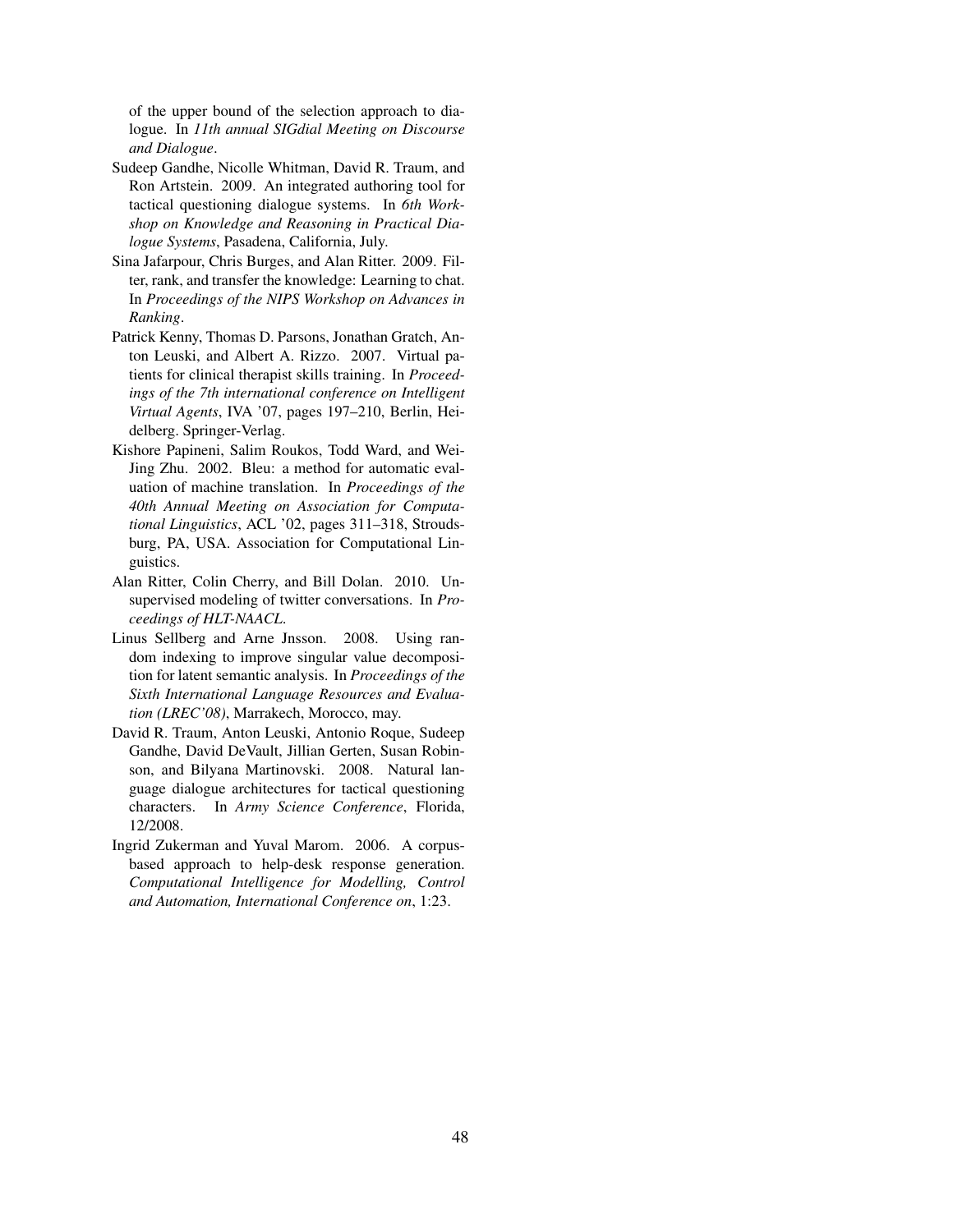of the upper bound of the selection approach to dialogue. In *11th annual SIGdial Meeting on Discourse and Dialogue*.

Sudeep Gandhe, Nicolle Whitman, David R. Traum, and Ron Artstein. 2009. An integrated authoring tool for tactical questioning dialogue systems. In *6th Workshop on Knowledge and Reasoning in Practical Dialogue Systems*, Pasadena, California, July.

Sina Jafarpour, Chris Burges, and Alan Ritter. 2009. Filter, rank, and transfer the knowledge: Learning to chat. In *Proceedings of the NIPS Workshop on Advances in Ranking*.

Patrick Kenny, Thomas D. Parsons, Jonathan Gratch, Anton Leuski, and Albert A. Rizzo. 2007. Virtual patients for clinical therapist skills training. In *Proceedings of the 7th international conference on Intelligent Virtual Agents*, IVA '07, pages 197–210, Berlin, Heidelberg. Springer-Verlag.

Kishore Papineni, Salim Roukos, Todd Ward, and Wei-Jing Zhu. 2002. Bleu: a method for automatic evaluation of machine translation. In *Proceedings of the 40th Annual Meeting on Association for Computational Linguistics*, ACL '02, pages 311–318, Stroudsburg, PA, USA. Association for Computational Linguistics.

Alan Ritter, Colin Cherry, and Bill Dolan. 2010. Unsupervised modeling of twitter conversations. In *Proceedings of HLT-NAACL*.

Linus Sellberg and Arne Jnsson. 2008. Using random indexing to improve singular value decomposition for latent semantic analysis. In *Proceedings of the Sixth International Language Resources and Evaluation (LREC'08)*, Marrakech, Morocco, may.

David R. Traum, Anton Leuski, Antonio Roque, Sudeep Gandhe, David DeVault, Jillian Gerten, Susan Robinson, and Bilyana Martinovski. 2008. Natural language dialogue architectures for tactical questioning characters. In *Army Science Conference*, Florida, 12/2008.

Ingrid Zukerman and Yuval Marom. 2006. A corpus-based approach to help-desk response generation. *Computational Intelligence for Modelling, Control and Automation, International Conference on*, 1:23.